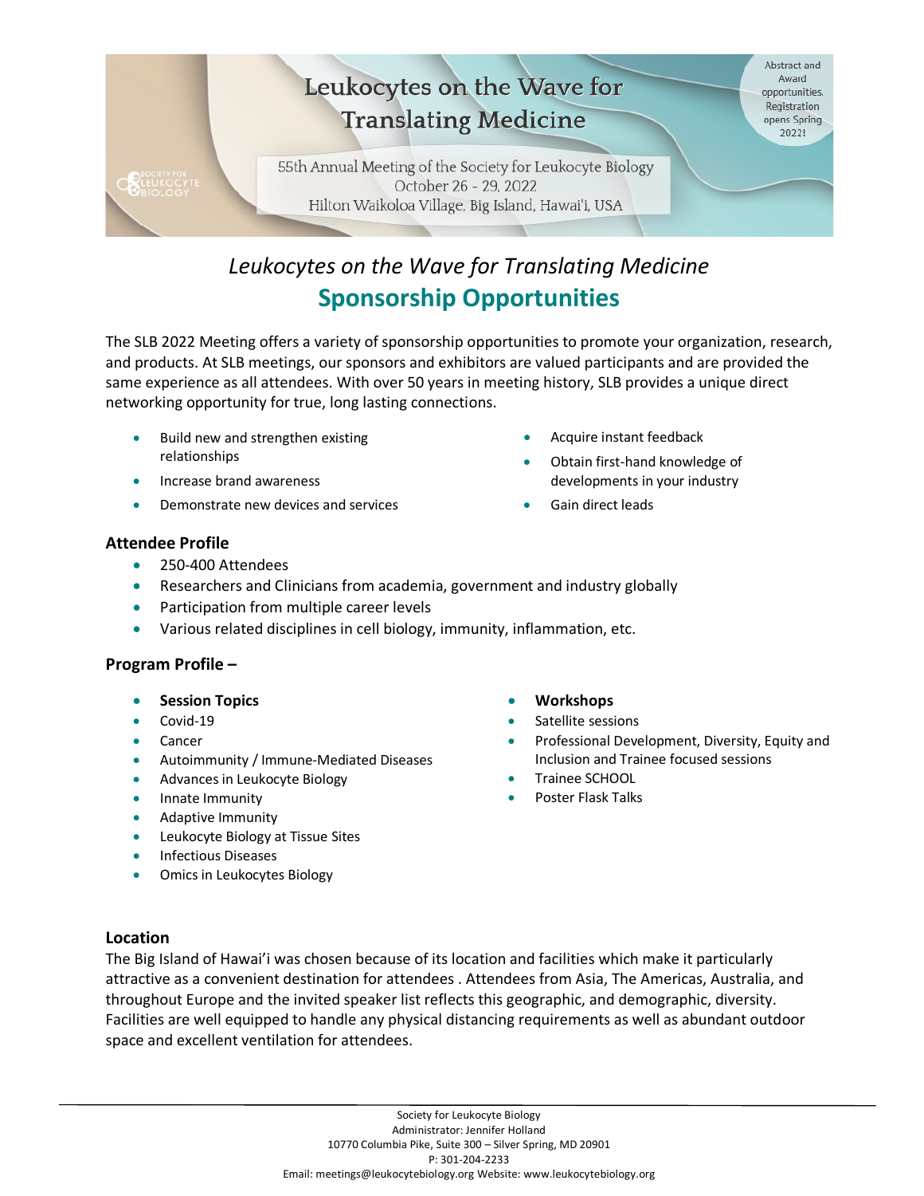# Leukocytes on the Wave for Translating Medicine

55th Annual Meeting of the Society for Leukocyte Biology
October 26 - 29, 2022
Hilton Waikoloa Village, Big Island, Hawai'i, USA

Abstract and Award opportunities. Registration opens Spring 2022!

*Leukocytes on the Wave for Translating Medicine*

## Sponsorship Opportunities

The SLB 2022 Meeting offers a variety of sponsorship opportunities to promote your organization, research, and products. At SLB meetings, our sponsors and exhibitors are valued participants and are provided the same experience as all attendees. With over 50 years in meeting history, SLB provides a unique direct networking opportunity for true, long lasting connections.

- Build new and strengthen existing relationships
- Increase brand awareness
- Demonstrate new devices and services
- Acquire instant feedback
- Obtain first-hand knowledge of developments in your industry
- Gain direct leads

### Attendee Profile

- 250-400 Attendees
- Researchers and Clinicians from academia, government and industry globally
- Participation from multiple career levels
- Various related disciplines in cell biology, immunity, inflammation, etc.

### Program Profile –

- **Session Topics**
- Covid-19
- Cancer
- Autoimmunity / Immune-Mediated Diseases
- Advances in Leukocyte Biology
- Innate Immunity
- Adaptive Immunity
- Leukocyte Biology at Tissue Sites
- Infectious Diseases
- Omics in Leukocytes Biology

- **Workshops**
- Satellite sessions
- Professional Development, Diversity, Equity and Inclusion and Trainee focused sessions
- Trainee SCHOOL
- Poster Flask Talks

### Location

The Big Island of Hawai'i was chosen because of its location and facilities which make it particularly attractive as a convenient destination for attendees . Attendees from Asia, The Americas, Australia, and throughout Europe and the invited speaker list reflects this geographic, and demographic, diversity. Facilities are well equipped to handle any physical distancing requirements as well as abundant outdoor space and excellent ventilation for attendees.

Society for Leukocyte Biology
Administrator: Jennifer Holland
10770 Columbia Pike, Suite 300 – Silver Spring, MD 20901
P: 301-204-2233
Email: meetings@leukocytebiology.org Website: www.leukocytebiology.org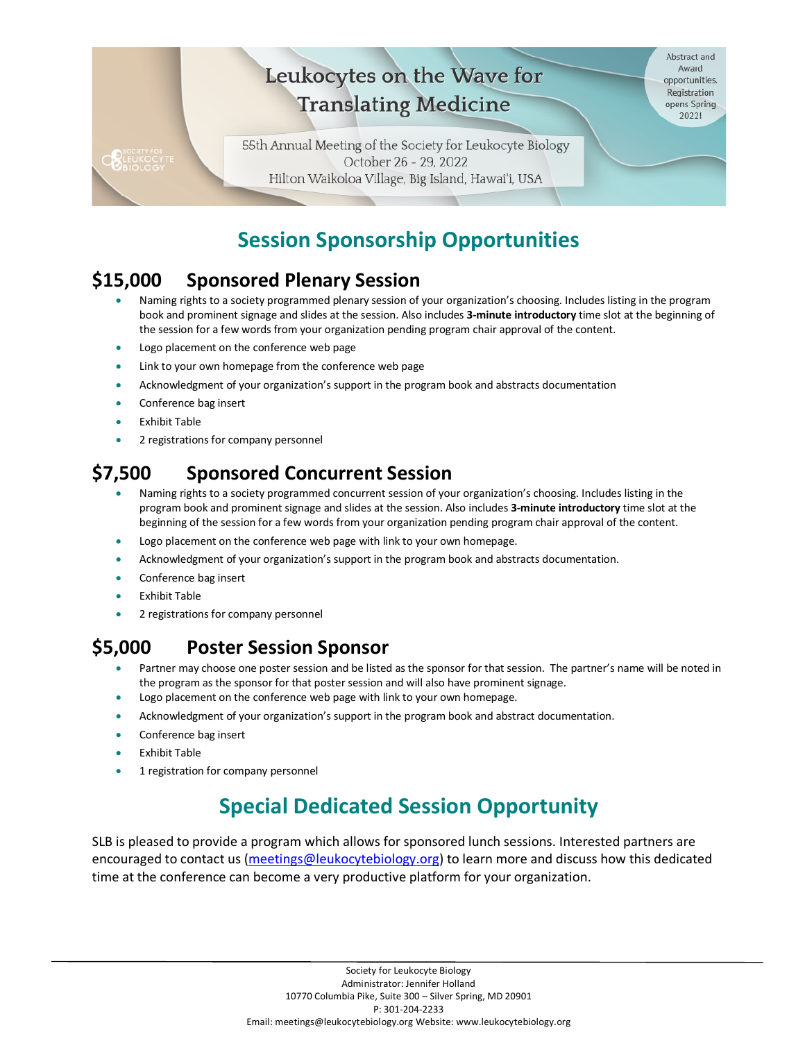Leukocytes on the Wave for Translating Medicine

55th Annual Meeting of the Society for Leukocyte Biology
October 26 - 29, 2022
Hilton Waikoloa Village, Big Island, Hawai'i, USA

Abstract and Award opportunities. Registration opens Spring 2022!

# Session Sponsorship Opportunities

## $15,000 Sponsored Plenary Session

- Naming rights to a society programmed plenary session of your organization's choosing. Includes listing in the program book and prominent signage and slides at the session. Also includes **3-minute introductory** time slot at the beginning of the session for a few words from your organization pending program chair approval of the content.
- Logo placement on the conference web page
- Link to your own homepage from the conference web page
- Acknowledgment of your organization's support in the program book and abstracts documentation
- Conference bag insert
- Exhibit Table
- 2 registrations for company personnel

## $7,500 Sponsored Concurrent Session

- Naming rights to a society programmed concurrent session of your organization's choosing. Includes listing in the program book and prominent signage and slides at the session. Also includes **3-minute introductory** time slot at the beginning of the session for a few words from your organization pending program chair approval of the content.
- Logo placement on the conference web page with link to your own homepage.
- Acknowledgment of your organization's support in the program book and abstracts documentation.
- Conference bag insert
- Exhibit Table
- 2 registrations for company personnel

## $5,000 Poster Session Sponsor

- Partner may choose one poster session and be listed as the sponsor for that session. The partner's name will be noted in the program as the sponsor for that poster session and will also have prominent signage.
- Logo placement on the conference web page with link to your own homepage.
- Acknowledgment of your organization's support in the program book and abstract documentation.
- Conference bag insert
- Exhibit Table
- 1 registration for company personnel

# Special Dedicated Session Opportunity

SLB is pleased to provide a program which allows for sponsored lunch sessions. Interested partners are encouraged to contact us (meetings@leukocytebiology.org) to learn more and discuss how this dedicated time at the conference can become a very productive platform for your organization.

Society for Leukocyte Biology
Administrator: Jennifer Holland
10770 Columbia Pike, Suite 300 – Silver Spring, MD 20901
P: 301-204-2233
Email: meetings@leukocytebiology.org Website: www.leukocytebiology.org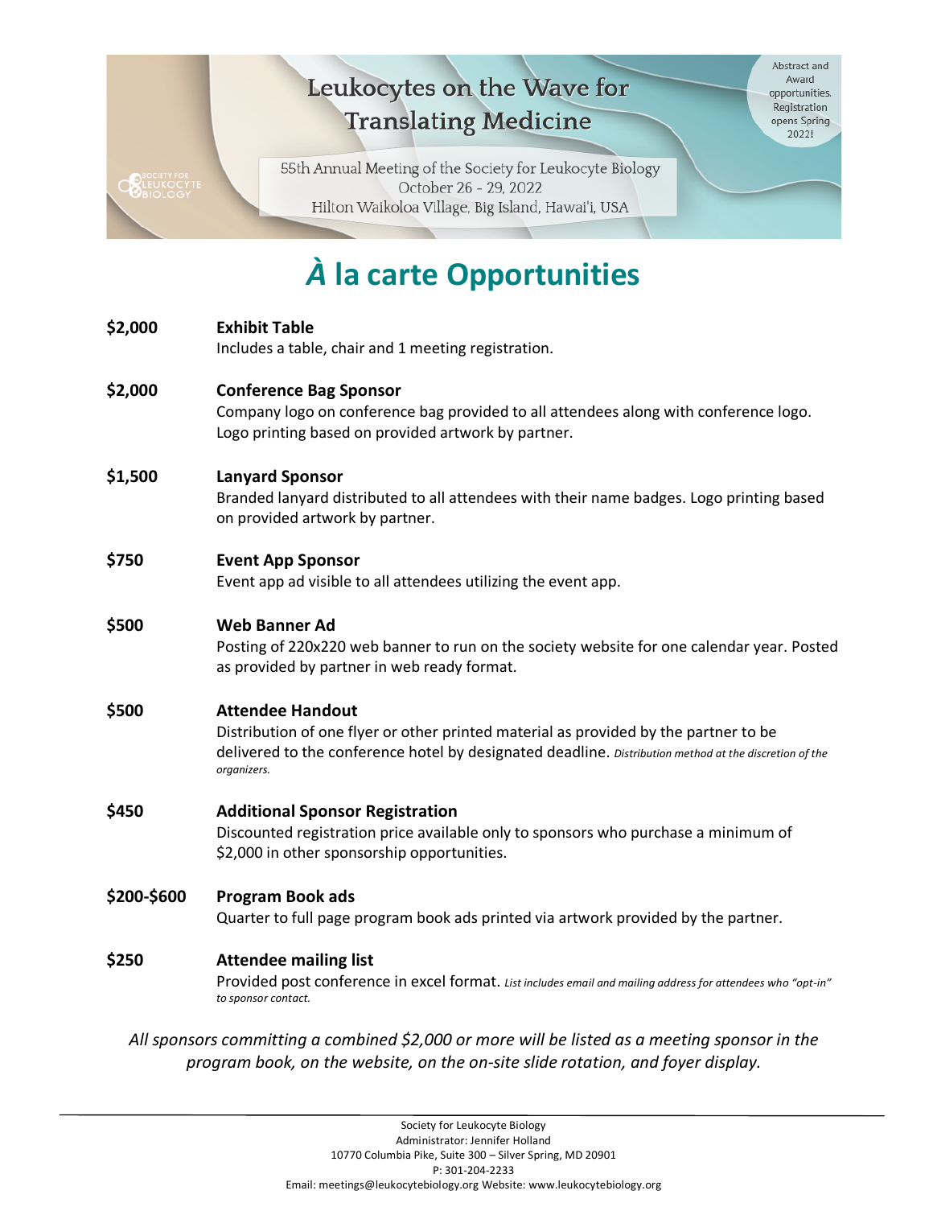Leukocytes on the Wave for Translating Medicine

55th Annual Meeting of the Society for Leukocyte Biology
October 26 - 29, 2022
Hilton Waikoloa Village, Big Island, Hawai'i, USA

Abstract and Award opportunities. Registration opens Spring 2022!

# *À* la carte Opportunities

**$2,000** **Exhibit Table**
Includes a table, chair and 1 meeting registration.

**$2,000** **Conference Bag Sponsor**
Company logo on conference bag provided to all attendees along with conference logo. Logo printing based on provided artwork by partner.

**$1,500** **Lanyard Sponsor**
Branded lanyard distributed to all attendees with their name badges. Logo printing based on provided artwork by partner.

**$750** **Event App Sponsor**
Event app ad visible to all attendees utilizing the event app.

**$500** **Web Banner Ad**
Posting of 220x220 web banner to run on the society website for one calendar year. Posted as provided by partner in web ready format.

**$500** **Attendee Handout**
Distribution of one flyer or other printed material as provided by the partner to be delivered to the conference hotel by designated deadline. *Distribution method at the discretion of the organizers.*

**$450** **Additional Sponsor Registration**
Discounted registration price available only to sponsors who purchase a minimum of $2,000 in other sponsorship opportunities.

**$200-$600** **Program Book ads**
Quarter to full page program book ads printed via artwork provided by the partner.

**$250** **Attendee mailing list**
Provided post conference in excel format. *List includes email and mailing address for attendees who "opt-in" to sponsor contact.*

*All sponsors committing a combined $2,000 or more will be listed as a meeting sponsor in the program book, on the website, on the on-site slide rotation, and foyer display.*

Society for Leukocyte Biology
Administrator: Jennifer Holland
10770 Columbia Pike, Suite 300 – Silver Spring, MD 20901
P: 301-204-2233
Email: meetings@leukocytebiology.org Website: www.leukocytebiology.org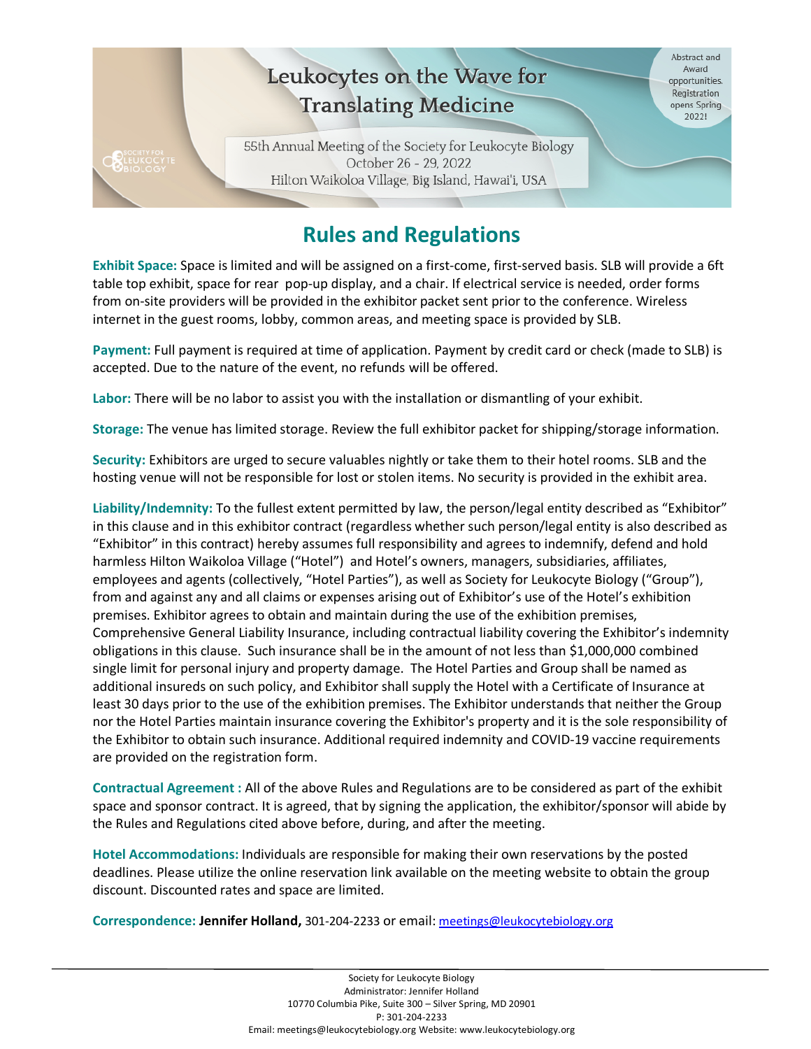Leukocytes on the Wave for Translating Medicine

55th Annual Meeting of the Society for Leukocyte Biology
October 26 - 29, 2022
Hilton Waikoloa Village, Big Island, Hawai'i, USA

Abstract and Award opportunities. Registration opens Spring 2022!

# Rules and Regulations

**Exhibit Space:** Space is limited and will be assigned on a first-come, first-served basis. SLB will provide a 6ft table top exhibit, space for rear pop-up display, and a chair. If electrical service is needed, order forms from on-site providers will be provided in the exhibitor packet sent prior to the conference. Wireless internet in the guest rooms, lobby, common areas, and meeting space is provided by SLB.

**Payment:** Full payment is required at time of application. Payment by credit card or check (made to SLB) is accepted. Due to the nature of the event, no refunds will be offered.

**Labor:** There will be no labor to assist you with the installation or dismantling of your exhibit.

**Storage:** The venue has limited storage. Review the full exhibitor packet for shipping/storage information.

**Security:** Exhibitors are urged to secure valuables nightly or take them to their hotel rooms. SLB and the hosting venue will not be responsible for lost or stolen items. No security is provided in the exhibit area.

**Liability/Indemnity:** To the fullest extent permitted by law, the person/legal entity described as "Exhibitor" in this clause and in this exhibitor contract (regardless whether such person/legal entity is also described as "Exhibitor" in this contract) hereby assumes full responsibility and agrees to indemnify, defend and hold harmless Hilton Waikoloa Village ("Hotel") and Hotel's owners, managers, subsidiaries, affiliates, employees and agents (collectively, "Hotel Parties"), as well as Society for Leukocyte Biology ("Group"), from and against any and all claims or expenses arising out of Exhibitor's use of the Hotel's exhibition premises. Exhibitor agrees to obtain and maintain during the use of the exhibition premises, Comprehensive General Liability Insurance, including contractual liability covering the Exhibitor's indemnity obligations in this clause. Such insurance shall be in the amount of not less than $1,000,000 combined single limit for personal injury and property damage. The Hotel Parties and Group shall be named as additional insureds on such policy, and Exhibitor shall supply the Hotel with a Certificate of Insurance at least 30 days prior to the use of the exhibition premises. The Exhibitor understands that neither the Group nor the Hotel Parties maintain insurance covering the Exhibitor's property and it is the sole responsibility of the Exhibitor to obtain such insurance. Additional required indemnity and COVID-19 vaccine requirements are provided on the registration form.

**Contractual Agreement :** All of the above Rules and Regulations are to be considered as part of the exhibit space and sponsor contract. It is agreed, that by signing the application, the exhibitor/sponsor will abide by the Rules and Regulations cited above before, during, and after the meeting.

**Hotel Accommodations:** Individuals are responsible for making their own reservations by the posted deadlines. Please utilize the online reservation link available on the meeting website to obtain the group discount. Discounted rates and space are limited.

**Correspondence:** **Jennifer Holland,** 301-204-2233 or email: meetings@leukocytebiology.org

Society for Leukocyte Biology
Administrator: Jennifer Holland
10770 Columbia Pike, Suite 300 – Silver Spring, MD 20901
P: 301-204-2233
Email: meetings@leukocytebiology.org Website: www.leukocytebiology.org